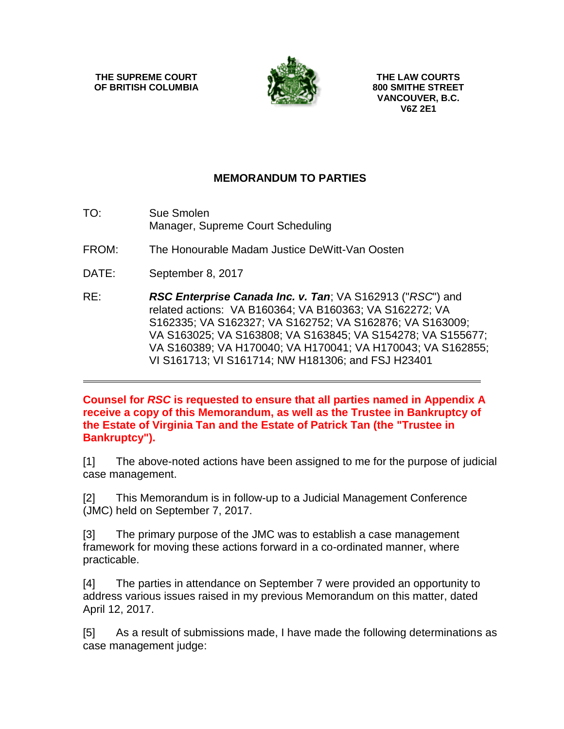**THE SUPREME COURT OF BRITISH COLUMBIA**

**THE LAW COURTS**
**800 SMITHE STREET**
**VANCOUVER, B.C.**
**V6Z 2E1**

## MEMORANDUM TO PARTIES

TO: Sue Smolen
Manager, Supreme Court Scheduling

FROM: The Honourable Madam Justice DeWitt-Van Oosten

DATE: September 8, 2017

RE: ***RSC Enterprise Canada Inc. v. Tan***; VA S162913 ("*RSC*") and related actions: VA B160364; VA B160363; VA S162272; VA S162335; VA S162327; VA S162752; VA S162876; VA S163009; VA S163025; VA S163808; VA S163845; VA S154278; VA S155677; VA S160389; VA H170040; VA H170041; VA H170043; VA S162855; VI S161713; VI S161714; NW H181306; and FSJ H23401

---

**Counsel for *RSC* is requested to ensure that all parties named in Appendix A receive a copy of this Memorandum, as well as the Trustee in Bankruptcy of the Estate of Virginia Tan and the Estate of Patrick Tan (the "Trustee in Bankruptcy").**

[1] The above-noted actions have been assigned to me for the purpose of judicial case management.

[2] This Memorandum is in follow-up to a Judicial Management Conference (JMC) held on September 7, 2017.

[3] The primary purpose of the JMC was to establish a case management framework for moving these actions forward in a co-ordinated manner, where practicable.

[4] The parties in attendance on September 7 were provided an opportunity to address various issues raised in my previous Memorandum on this matter, dated April 12, 2017.

[5] As a result of submissions made, I have made the following determinations as case management judge: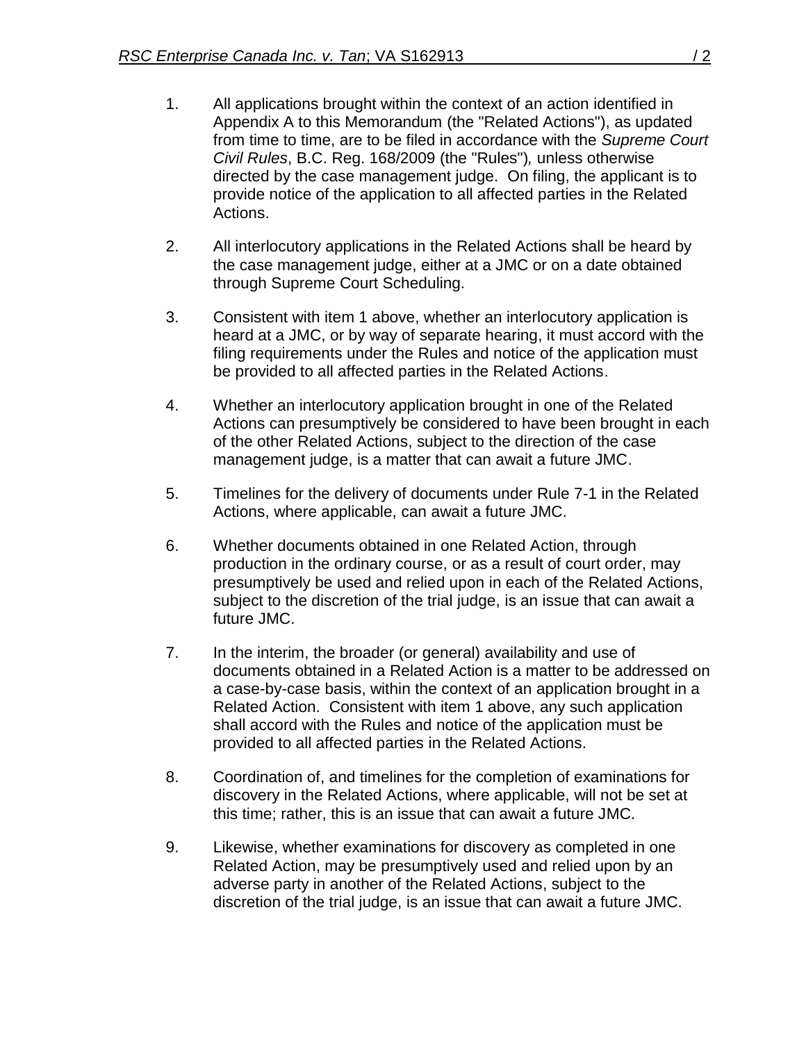1. All applications brought within the context of an action identified in Appendix A to this Memorandum (the "Related Actions"), as updated from time to time, are to be filed in accordance with the *Supreme Court Civil Rules*, B.C. Reg. 168/2009 (the "Rules")*,* unless otherwise directed by the case management judge. On filing, the applicant is to provide notice of the application to all affected parties in the Related Actions.

2. All interlocutory applications in the Related Actions shall be heard by the case management judge, either at a JMC or on a date obtained through Supreme Court Scheduling.

3. Consistent with item 1 above, whether an interlocutory application is heard at a JMC, or by way of separate hearing, it must accord with the filing requirements under the Rules and notice of the application must be provided to all affected parties in the Related Actions.

4. Whether an interlocutory application brought in one of the Related Actions can presumptively be considered to have been brought in each of the other Related Actions, subject to the direction of the case management judge, is a matter that can await a future JMC.

5. Timelines for the delivery of documents under Rule 7-1 in the Related Actions, where applicable, can await a future JMC.

6. Whether documents obtained in one Related Action, through production in the ordinary course, or as a result of court order, may presumptively be used and relied upon in each of the Related Actions, subject to the discretion of the trial judge, is an issue that can await a future JMC.

7. In the interim, the broader (or general) availability and use of documents obtained in a Related Action is a matter to be addressed on a case-by-case basis, within the context of an application brought in a Related Action. Consistent with item 1 above, any such application shall accord with the Rules and notice of the application must be provided to all affected parties in the Related Actions.

8. Coordination of, and timelines for the completion of examinations for discovery in the Related Actions, where applicable, will not be set at this time; rather, this is an issue that can await a future JMC.

9. Likewise, whether examinations for discovery as completed in one Related Action, may be presumptively used and relied upon by an adverse party in another of the Related Actions, subject to the discretion of the trial judge, is an issue that can await a future JMC.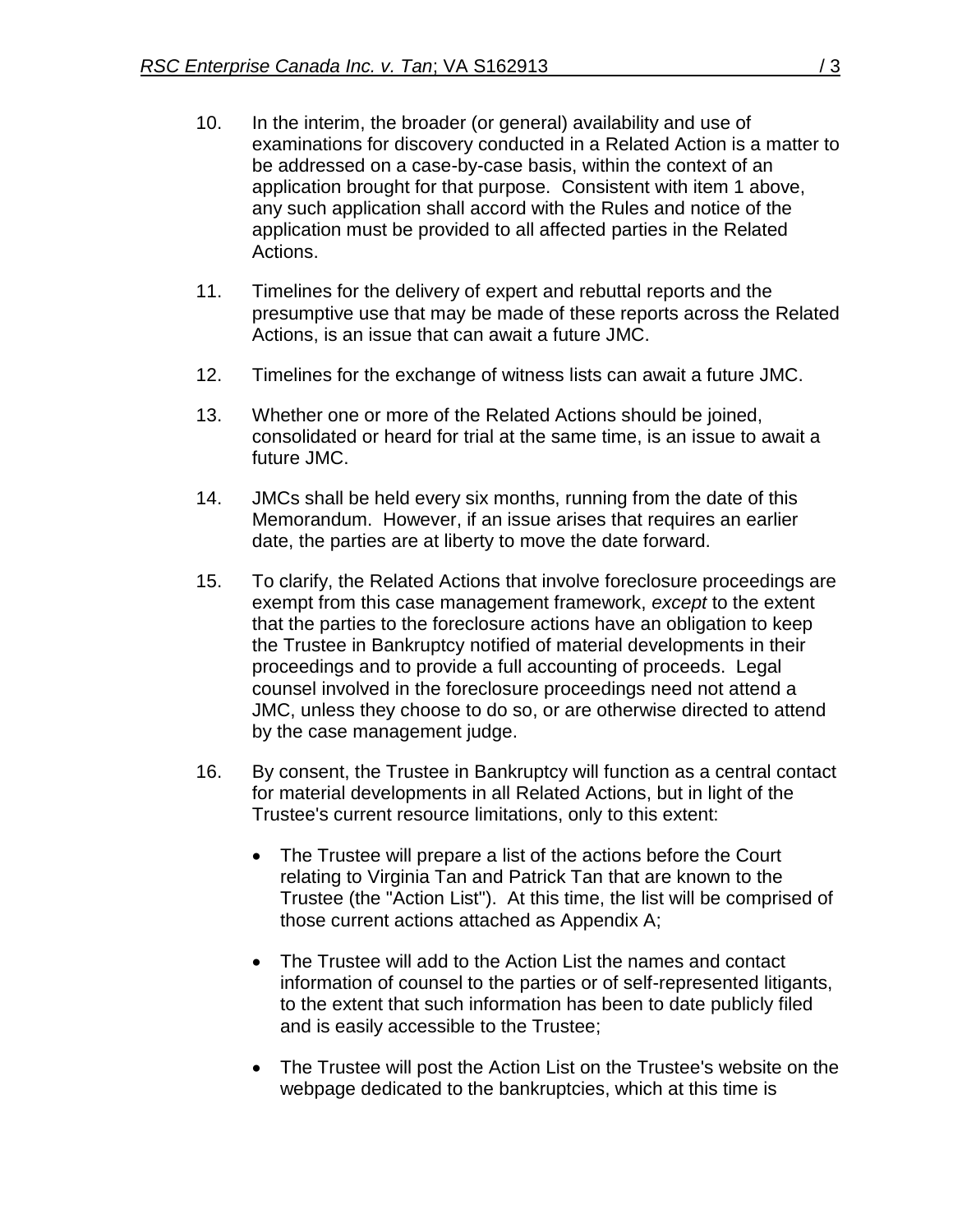10. In the interim, the broader (or general) availability and use of examinations for discovery conducted in a Related Action is a matter to be addressed on a case-by-case basis, within the context of an application brought for that purpose. Consistent with item 1 above, any such application shall accord with the Rules and notice of the application must be provided to all affected parties in the Related Actions.

11. Timelines for the delivery of expert and rebuttal reports and the presumptive use that may be made of these reports across the Related Actions, is an issue that can await a future JMC.

12. Timelines for the exchange of witness lists can await a future JMC.

13. Whether one or more of the Related Actions should be joined, consolidated or heard for trial at the same time, is an issue to await a future JMC.

14. JMCs shall be held every six months, running from the date of this Memorandum. However, if an issue arises that requires an earlier date, the parties are at liberty to move the date forward.

15. To clarify, the Related Actions that involve foreclosure proceedings are exempt from this case management framework, *except* to the extent that the parties to the foreclosure actions have an obligation to keep the Trustee in Bankruptcy notified of material developments in their proceedings and to provide a full accounting of proceeds. Legal counsel involved in the foreclosure proceedings need not attend a JMC, unless they choose to do so, or are otherwise directed to attend by the case management judge.

16. By consent, the Trustee in Bankruptcy will function as a central contact for material developments in all Related Actions, but in light of the Trustee's current resource limitations, only to this extent:

    - The Trustee will prepare a list of the actions before the Court relating to Virginia Tan and Patrick Tan that are known to the Trustee (the "Action List"). At this time, the list will be comprised of those current actions attached as Appendix A;

    - The Trustee will add to the Action List the names and contact information of counsel to the parties or of self-represented litigants, to the extent that such information has been to date publicly filed and is easily accessible to the Trustee;

    - The Trustee will post the Action List on the Trustee's website on the webpage dedicated to the bankruptcies, which at this time is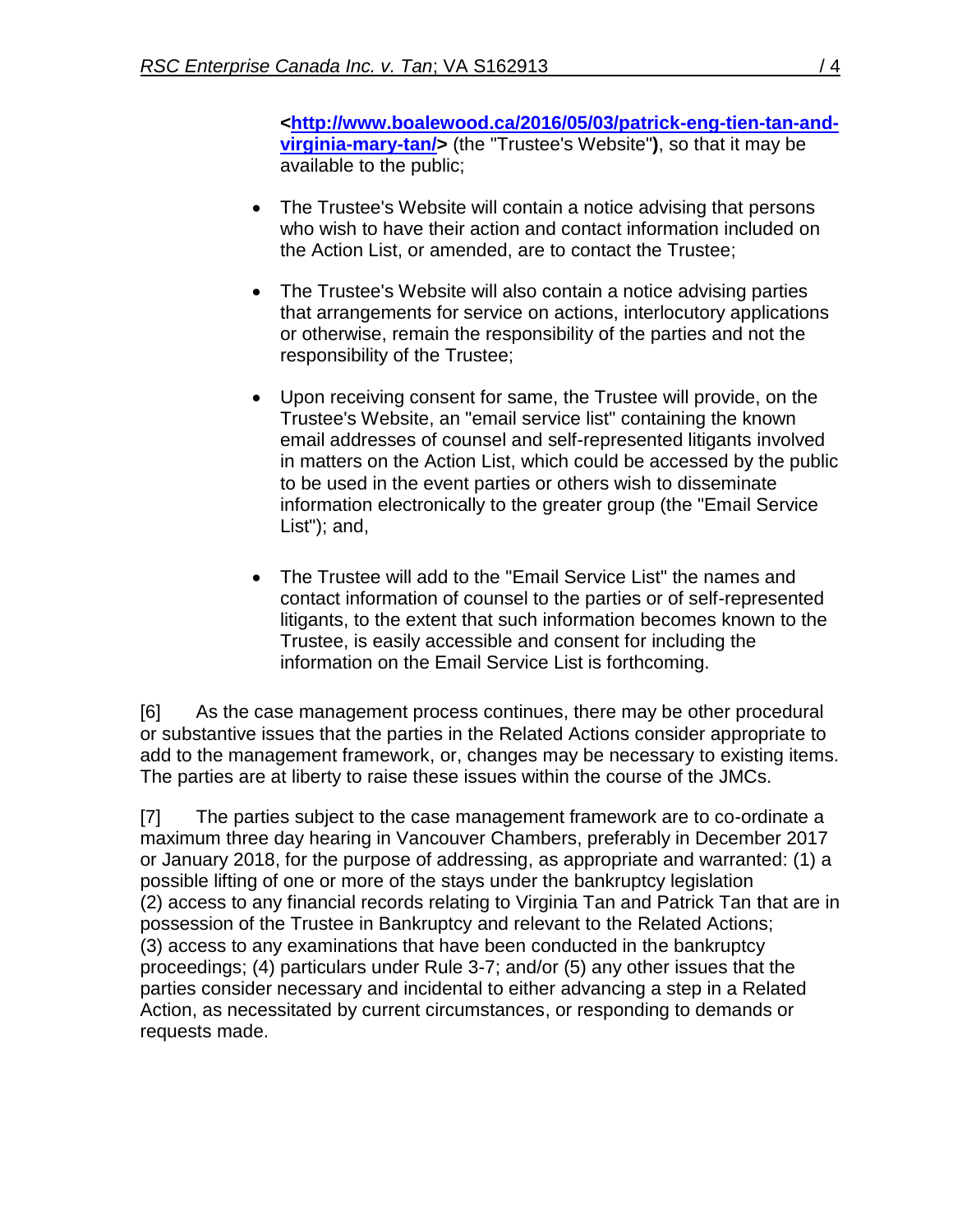**<http://www.boalewood.ca/2016/05/03/patrick-eng-tien-tan-and-virginia-mary-tan/>** (the "Trustee's Website"**)**, so that it may be available to the public;

- The Trustee's Website will contain a notice advising that persons who wish to have their action and contact information included on the Action List, or amended, are to contact the Trustee;
- The Trustee's Website will also contain a notice advising parties that arrangements for service on actions, interlocutory applications or otherwise, remain the responsibility of the parties and not the responsibility of the Trustee;
- Upon receiving consent for same, the Trustee will provide, on the Trustee's Website, an "email service list" containing the known email addresses of counsel and self-represented litigants involved in matters on the Action List, which could be accessed by the public to be used in the event parties or others wish to disseminate information electronically to the greater group (the "Email Service List"); and,
- The Trustee will add to the "Email Service List" the names and contact information of counsel to the parties or of self-represented litigants, to the extent that such information becomes known to the Trustee, is easily accessible and consent for including the information on the Email Service List is forthcoming.

[6] As the case management process continues, there may be other procedural or substantive issues that the parties in the Related Actions consider appropriate to add to the management framework, or, changes may be necessary to existing items. The parties are at liberty to raise these issues within the course of the JMCs.

[7] The parties subject to the case management framework are to co-ordinate a maximum three day hearing in Vancouver Chambers, preferably in December 2017 or January 2018, for the purpose of addressing, as appropriate and warranted: (1) a possible lifting of one or more of the stays under the bankruptcy legislation (2) access to any financial records relating to Virginia Tan and Patrick Tan that are in possession of the Trustee in Bankruptcy and relevant to the Related Actions; (3) access to any examinations that have been conducted in the bankruptcy proceedings; (4) particulars under Rule 3-7; and/or (5) any other issues that the parties consider necessary and incidental to either advancing a step in a Related Action, as necessitated by current circumstances, or responding to demands or requests made.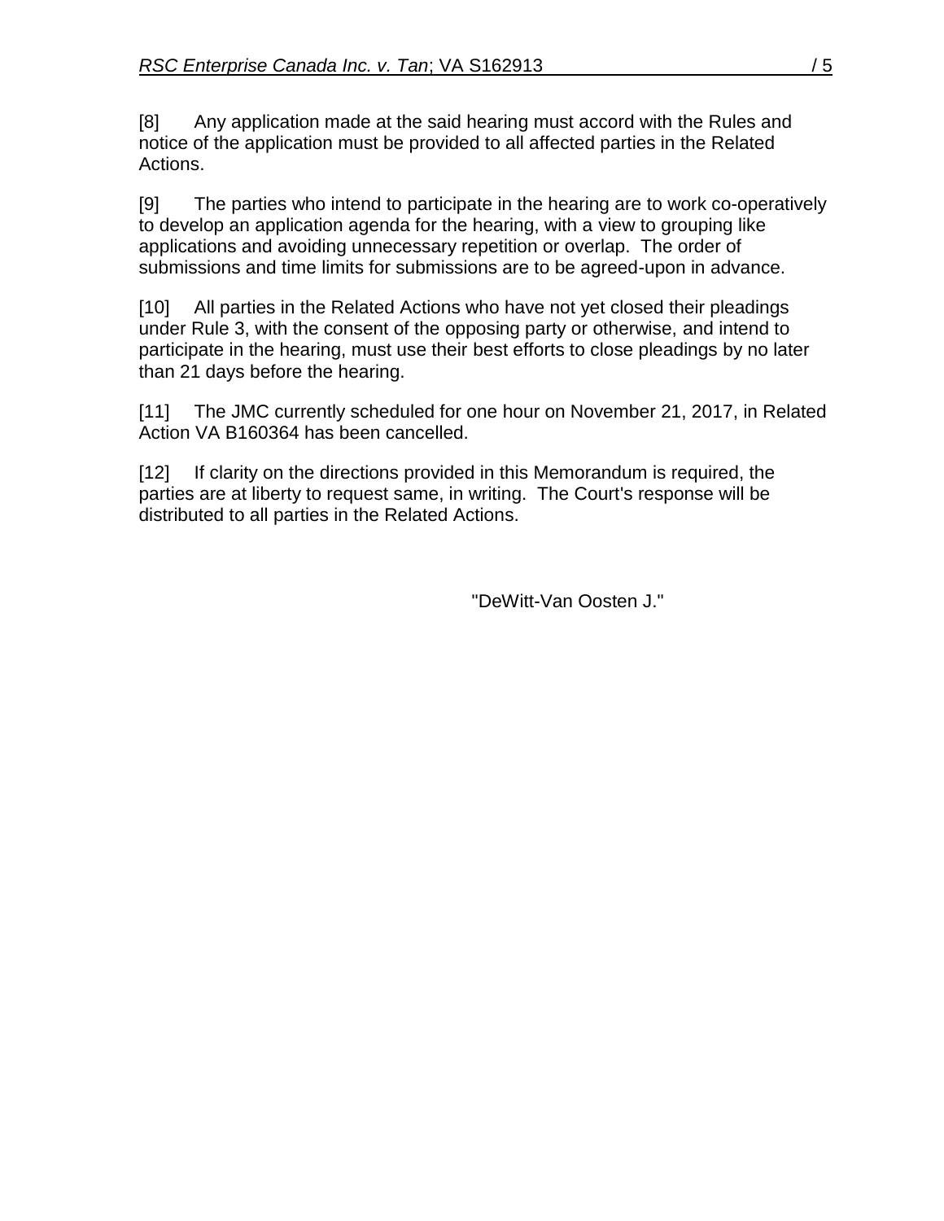[8] Any application made at the said hearing must accord with the Rules and notice of the application must be provided to all affected parties in the Related Actions.

[9] The parties who intend to participate in the hearing are to work co-operatively to develop an application agenda for the hearing, with a view to grouping like applications and avoiding unnecessary repetition or overlap. The order of submissions and time limits for submissions are to be agreed-upon in advance.

[10] All parties in the Related Actions who have not yet closed their pleadings under Rule 3, with the consent of the opposing party or otherwise, and intend to participate in the hearing, must use their best efforts to close pleadings by no later than 21 days before the hearing.

[11] The JMC currently scheduled for one hour on November 21, 2017, in Related Action VA B160364 has been cancelled.

[12] If clarity on the directions provided in this Memorandum is required, the parties are at liberty to request same, in writing. The Court's response will be distributed to all parties in the Related Actions.

"DeWitt-Van Oosten J."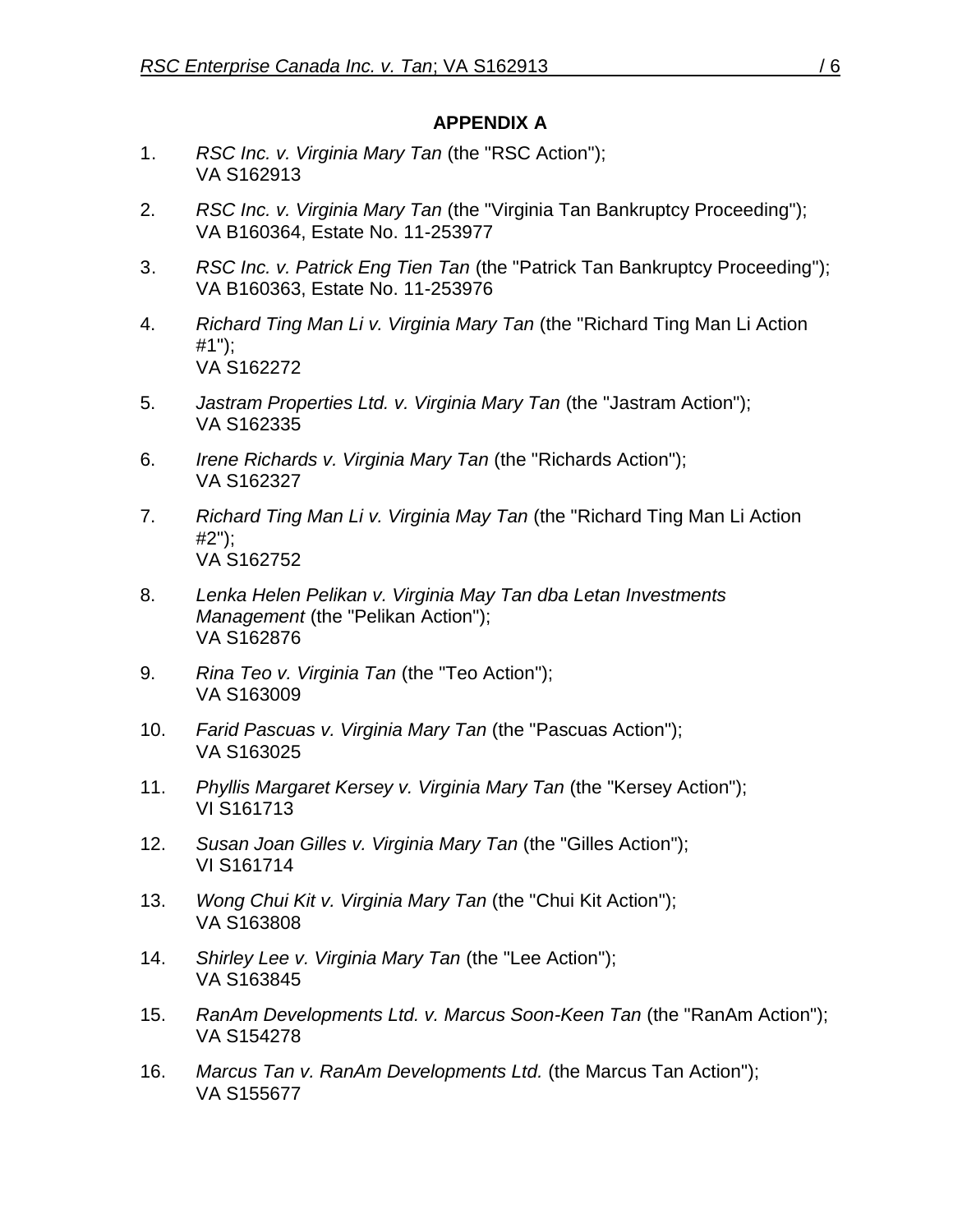**APPENDIX A**

1. *RSC Inc. v. Virginia Mary Tan* (the "RSC Action");
   VA S162913

2. *RSC Inc. v. Virginia Mary Tan* (the "Virginia Tan Bankruptcy Proceeding");
   VA B160364, Estate No. 11-253977

3. *RSC Inc. v. Patrick Eng Tien Tan* (the "Patrick Tan Bankruptcy Proceeding");
   VA B160363, Estate No. 11-253976

4. *Richard Ting Man Li v. Virginia Mary Tan* (the "Richard Ting Man Li Action #1");
   VA S162272

5. *Jastram Properties Ltd. v. Virginia Mary Tan* (the "Jastram Action");
   VA S162335

6. *Irene Richards v. Virginia Mary Tan* (the "Richards Action");
   VA S162327

7. *Richard Ting Man Li v. Virginia May Tan* (the "Richard Ting Man Li Action #2");
   VA S162752

8. *Lenka Helen Pelikan v. Virginia May Tan dba Letan Investments Management* (the "Pelikan Action");
   VA S162876

9. *Rina Teo v. Virginia Tan* (the "Teo Action");
   VA S163009

10. *Farid Pascuas v. Virginia Mary Tan* (the "Pascuas Action");
    VA S163025

11. *Phyllis Margaret Kersey v. Virginia Mary Tan* (the "Kersey Action");
    VI S161713

12. *Susan Joan Gilles v. Virginia Mary Tan* (the "Gilles Action");
    VI S161714

13. *Wong Chui Kit v. Virginia Mary Tan* (the "Chui Kit Action");
    VA S163808

14. *Shirley Lee v. Virginia Mary Tan* (the "Lee Action");
    VA S163845

15. *RanAm Developments Ltd. v. Marcus Soon-Keen Tan* (the "RanAm Action");
    VA S154278

16. *Marcus Tan v. RanAm Developments Ltd.* (the Marcus Tan Action");
    VA S155677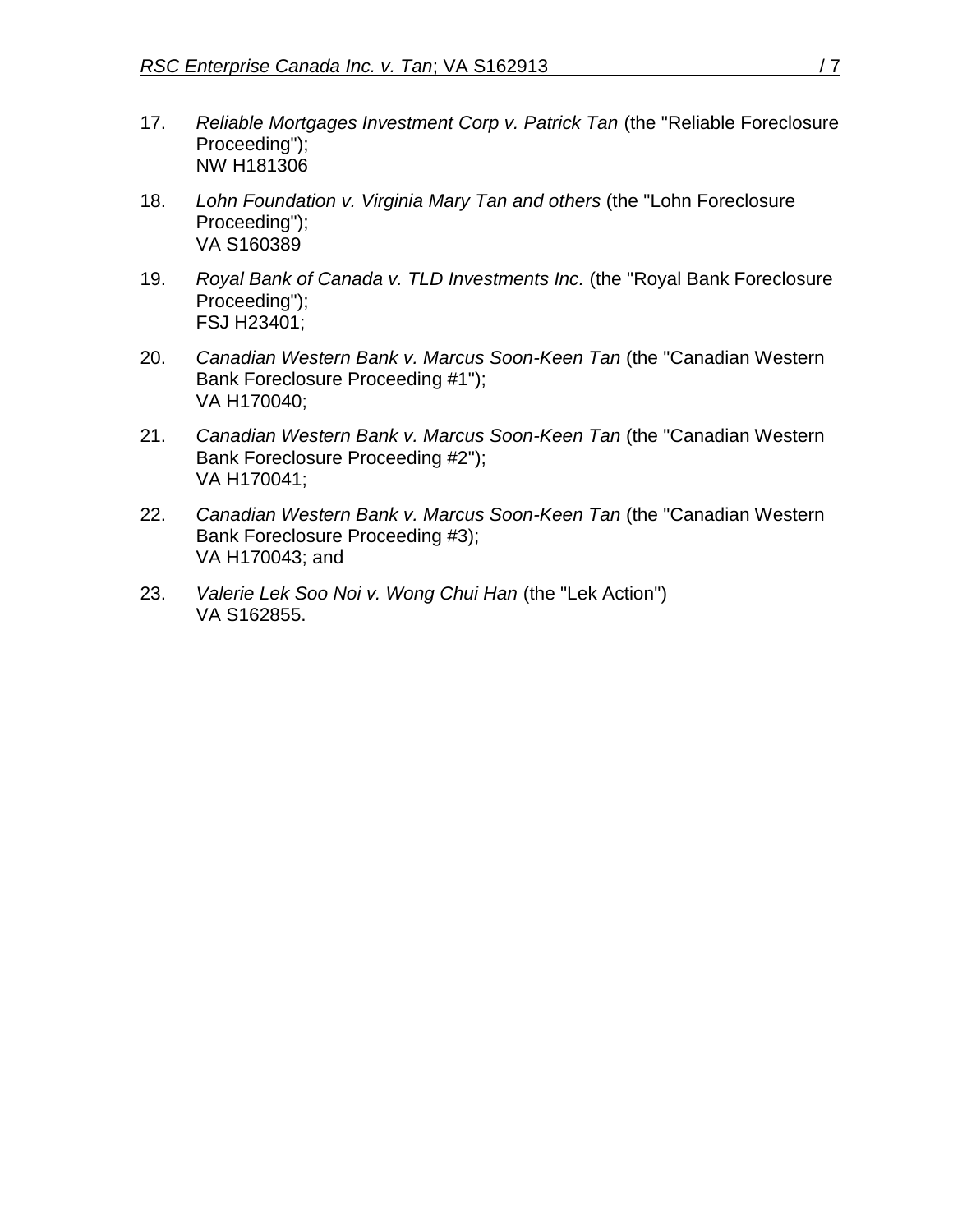17. *Reliable Mortgages Investment Corp v. Patrick Tan* (the "Reliable Foreclosure Proceeding");  
    NW H181306

18. *Lohn Foundation v. Virginia Mary Tan and others* (the "Lohn Foreclosure Proceeding");  
    VA S160389

19. *Royal Bank of Canada v. TLD Investments Inc.* (the "Royal Bank Foreclosure Proceeding");  
    FSJ H23401;

20. *Canadian Western Bank v. Marcus Soon-Keen Tan* (the "Canadian Western Bank Foreclosure Proceeding #1");  
    VA H170040;

21. *Canadian Western Bank v. Marcus Soon-Keen Tan* (the "Canadian Western Bank Foreclosure Proceeding #2");  
    VA H170041;

22. *Canadian Western Bank v. Marcus Soon-Keen Tan* (the "Canadian Western Bank Foreclosure Proceeding #3);  
    VA H170043; and

23. *Valerie Lek Soo Noi v. Wong Chui Han* (the "Lek Action")  
    VA S162855.